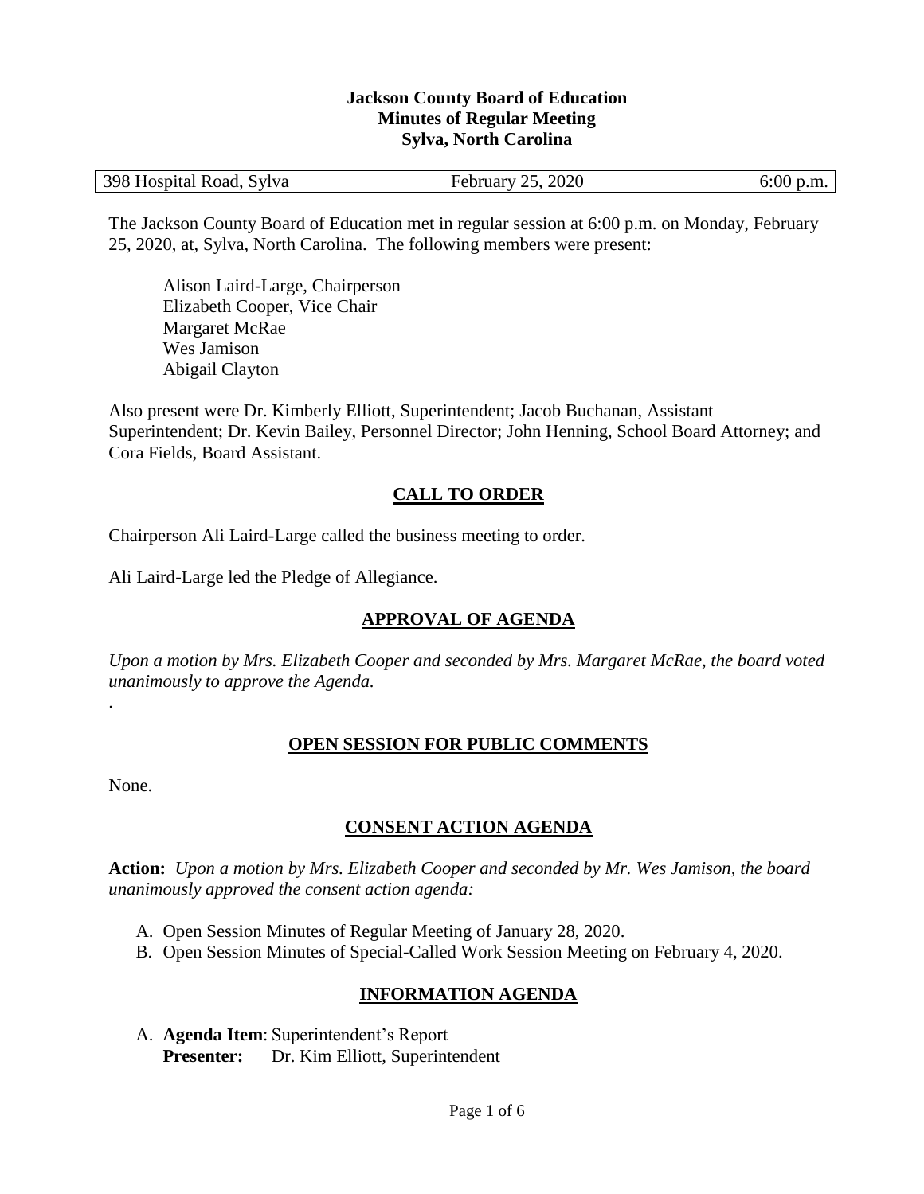**Jackson County Board of Education**
**Minutes of Regular Meeting**
**Sylva, North Carolina**

| 398 Hospital Road, Sylva | February 25, 2020 | 6:00 p.m. |
|---|---|---|

The Jackson County Board of Education met in regular session at 6:00 p.m. on Monday, February 25, 2020, at, Sylva, North Carolina. The following members were present:

Alison Laird-Large, Chairperson
Elizabeth Cooper, Vice Chair
Margaret McRae
Wes Jamison
Abigail Clayton

Also present were Dr. Kimberly Elliott, Superintendent; Jacob Buchanan, Assistant Superintendent; Dr. Kevin Bailey, Personnel Director; John Henning, School Board Attorney; and Cora Fields, Board Assistant.

## CALL TO ORDER

Chairperson Ali Laird-Large called the business meeting to order.

Ali Laird-Large led the Pledge of Allegiance.

## APPROVAL OF AGENDA

*Upon a motion by Mrs. Elizabeth Cooper and seconded by Mrs. Margaret McRae, the board voted unanimously to approve the Agenda.*

.

## OPEN SESSION FOR PUBLIC COMMENTS

None.

## CONSENT ACTION AGENDA

**Action:** *Upon a motion by Mrs. Elizabeth Cooper and seconded by Mr. Wes Jamison, the board unanimously approved the consent action agenda:*

A. Open Session Minutes of Regular Meeting of January 28, 2020.
B. Open Session Minutes of Special-Called Work Session Meeting on February 4, 2020.

## INFORMATION AGENDA

A. **Agenda Item**: Superintendent's Report
**Presenter:** Dr. Kim Elliott, Superintendent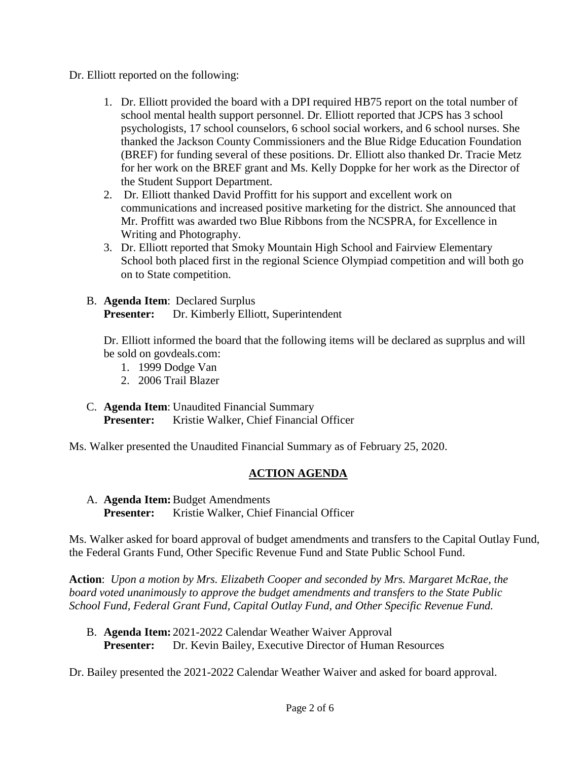Dr. Elliott reported on the following:

1. Dr. Elliott provided the board with a DPI required HB75 report on the total number of school mental health support personnel. Dr. Elliott reported that JCPS has 3 school psychologists, 17 school counselors, 6 school social workers, and 6 school nurses. She thanked the Jackson County Commissioners and the Blue Ridge Education Foundation (BREF) for funding several of these positions. Dr. Elliott also thanked Dr. Tracie Metz for her work on the BREF grant and Ms. Kelly Doppke for her work as the Director of the Student Support Department.
2. Dr. Elliott thanked David Proffitt for his support and excellent work on communications and increased positive marketing for the district. She announced that Mr. Proffitt was awarded two Blue Ribbons from the NCSPRA, for Excellence in Writing and Photography.
3. Dr. Elliott reported that Smoky Mountain High School and Fairview Elementary School both placed first in the regional Science Olympiad competition and will both go on to State competition.

B. **Agenda Item**: Declared Surplus
**Presenter:** Dr. Kimberly Elliott, Superintendent

Dr. Elliott informed the board that the following items will be declared as suprplus and will be sold on govdeals.com:

1. 1999 Dodge Van
2. 2006 Trail Blazer

C. **Agenda Item**: Unaudited Financial Summary
**Presenter:** Kristie Walker, Chief Financial Officer

Ms. Walker presented the Unaudited Financial Summary as of February 25, 2020.

## ACTION AGENDA

A. **Agenda Item:** Budget Amendments
**Presenter:** Kristie Walker, Chief Financial Officer

Ms. Walker asked for board approval of budget amendments and transfers to the Capital Outlay Fund, the Federal Grants Fund, Other Specific Revenue Fund and State Public School Fund.

**Action**: *Upon a motion by Mrs. Elizabeth Cooper and seconded by Mrs. Margaret McRae, the board voted unanimously to approve the budget amendments and transfers to the State Public School Fund, Federal Grant Fund, Capital Outlay Fund, and Other Specific Revenue Fund.*

B. **Agenda Item:** 2021-2022 Calendar Weather Waiver Approval
**Presenter:** Dr. Kevin Bailey, Executive Director of Human Resources

Dr. Bailey presented the 2021-2022 Calendar Weather Waiver and asked for board approval.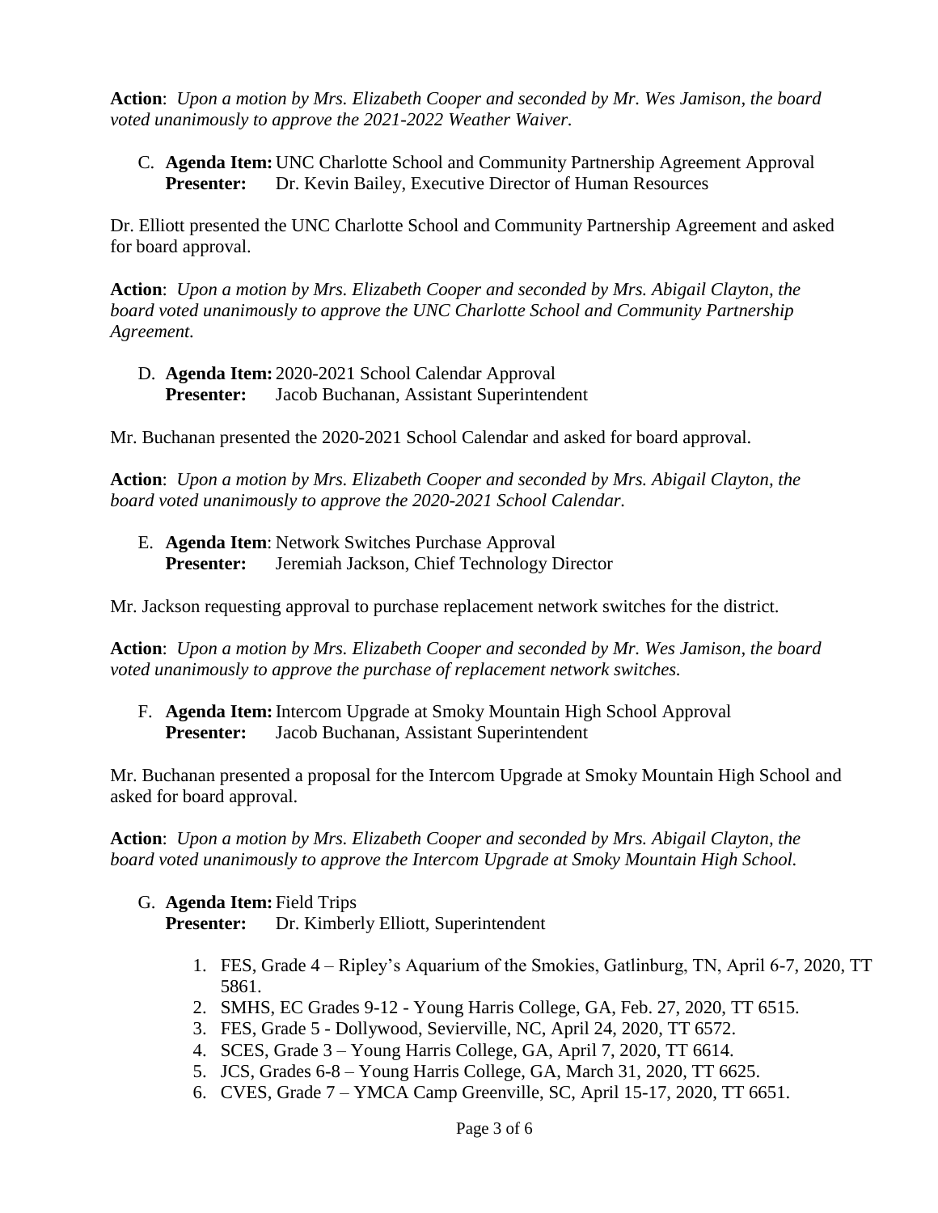**Action**: *Upon a motion by Mrs. Elizabeth Cooper and seconded by Mr. Wes Jamison, the board voted unanimously to approve the 2021-2022 Weather Waiver.*

C. **Agenda Item:** UNC Charlotte School and Community Partnership Agreement Approval
   **Presenter:** Dr. Kevin Bailey, Executive Director of Human Resources

Dr. Elliott presented the UNC Charlotte School and Community Partnership Agreement and asked for board approval.

**Action**: *Upon a motion by Mrs. Elizabeth Cooper and seconded by Mrs. Abigail Clayton, the board voted unanimously to approve the UNC Charlotte School and Community Partnership Agreement.*

D. **Agenda Item:** 2020-2021 School Calendar Approval
   **Presenter:** Jacob Buchanan, Assistant Superintendent

Mr. Buchanan presented the 2020-2021 School Calendar and asked for board approval.

**Action**: *Upon a motion by Mrs. Elizabeth Cooper and seconded by Mrs. Abigail Clayton, the board voted unanimously to approve the 2020-2021 School Calendar.*

E. **Agenda Item**: Network Switches Purchase Approval
   **Presenter:** Jeremiah Jackson, Chief Technology Director

Mr. Jackson requesting approval to purchase replacement network switches for the district.

**Action**: *Upon a motion by Mrs. Elizabeth Cooper and seconded by Mr. Wes Jamison, the board voted unanimously to approve the purchase of replacement network switches.*

F. **Agenda Item:** Intercom Upgrade at Smoky Mountain High School Approval
   **Presenter:** Jacob Buchanan, Assistant Superintendent

Mr. Buchanan presented a proposal for the Intercom Upgrade at Smoky Mountain High School and asked for board approval.

**Action**: *Upon a motion by Mrs. Elizabeth Cooper and seconded by Mrs. Abigail Clayton, the board voted unanimously to approve the Intercom Upgrade at Smoky Mountain High School.*

G. **Agenda Item:** Field Trips
   **Presenter:** Dr. Kimberly Elliott, Superintendent

1. FES, Grade 4 – Ripley's Aquarium of the Smokies, Gatlinburg, TN, April 6-7, 2020, TT 5861.
2. SMHS, EC Grades 9-12 - Young Harris College, GA, Feb. 27, 2020, TT 6515.
3. FES, Grade 5 - Dollywood, Sevierville, NC, April 24, 2020, TT 6572.
4. SCES, Grade 3 – Young Harris College, GA, April 7, 2020, TT 6614.
5. JCS, Grades 6-8 – Young Harris College, GA, March 31, 2020, TT 6625.
6. CVES, Grade 7 – YMCA Camp Greenville, SC, April 15-17, 2020, TT 6651.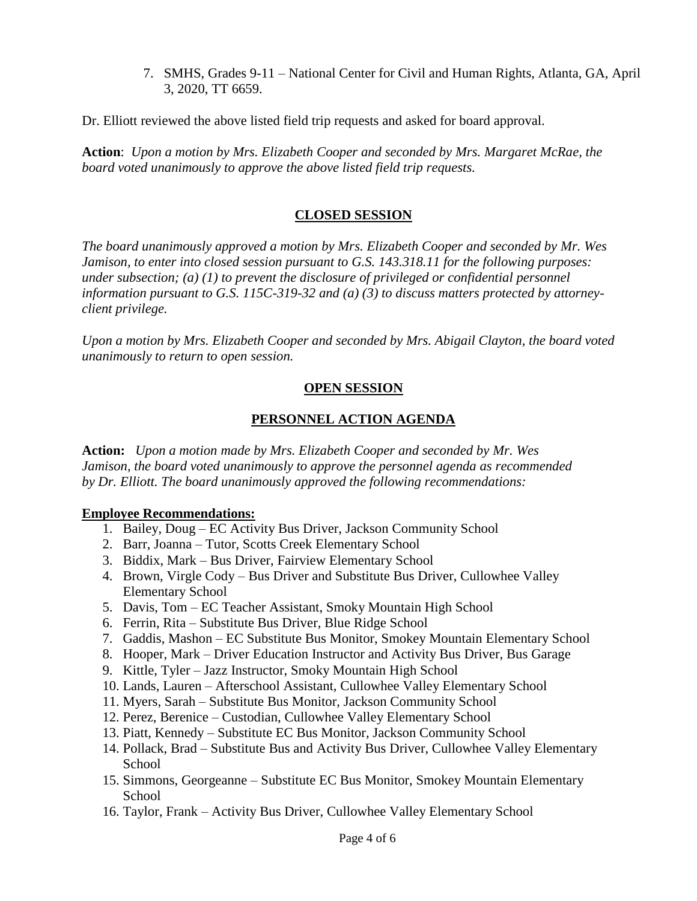7. SMHS, Grades 9-11 – National Center for Civil and Human Rights, Atlanta, GA, April 3, 2020, TT 6659.

Dr. Elliott reviewed the above listed field trip requests and asked for board approval.

**Action**: *Upon a motion by Mrs. Elizabeth Cooper and seconded by Mrs. Margaret McRae, the board voted unanimously to approve the above listed field trip requests.*

## CLOSED SESSION

*The board unanimously approved a motion by Mrs. Elizabeth Cooper and seconded by Mr. Wes Jamison, to enter into closed session pursuant to G.S. 143.318.11 for the following purposes: under subsection; (a) (1) to prevent the disclosure of privileged or confidential personnel information pursuant to G.S. 115C-319-32 and (a) (3) to discuss matters protected by attorney-client privilege.*

*Upon a motion by Mrs. Elizabeth Cooper and seconded by Mrs. Abigail Clayton, the board voted unanimously to return to open session.*

## OPEN SESSION

## PERSONNEL ACTION AGENDA

**Action:** *Upon a motion made by Mrs. Elizabeth Cooper and seconded by Mr. Wes Jamison, the board voted unanimously to approve the personnel agenda as recommended by Dr. Elliott. The board unanimously approved the following recommendations:*

**Employee Recommendations:**

1. Bailey, Doug – EC Activity Bus Driver, Jackson Community School
2. Barr, Joanna – Tutor, Scotts Creek Elementary School
3. Biddix, Mark – Bus Driver, Fairview Elementary School
4. Brown, Virgle Cody – Bus Driver and Substitute Bus Driver, Cullowhee Valley Elementary School
5. Davis, Tom – EC Teacher Assistant, Smoky Mountain High School
6. Ferrin, Rita – Substitute Bus Driver, Blue Ridge School
7. Gaddis, Mashon – EC Substitute Bus Monitor, Smokey Mountain Elementary School
8. Hooper, Mark – Driver Education Instructor and Activity Bus Driver, Bus Garage
9. Kittle, Tyler – Jazz Instructor, Smoky Mountain High School
10. Lands, Lauren – Afterschool Assistant, Cullowhee Valley Elementary School
11. Myers, Sarah – Substitute Bus Monitor, Jackson Community School
12. Perez, Berenice – Custodian, Cullowhee Valley Elementary School
13. Piatt, Kennedy – Substitute EC Bus Monitor, Jackson Community School
14. Pollack, Brad – Substitute Bus and Activity Bus Driver, Cullowhee Valley Elementary School
15. Simmons, Georgeanne – Substitute EC Bus Monitor, Smokey Mountain Elementary School
16. Taylor, Frank – Activity Bus Driver, Cullowhee Valley Elementary School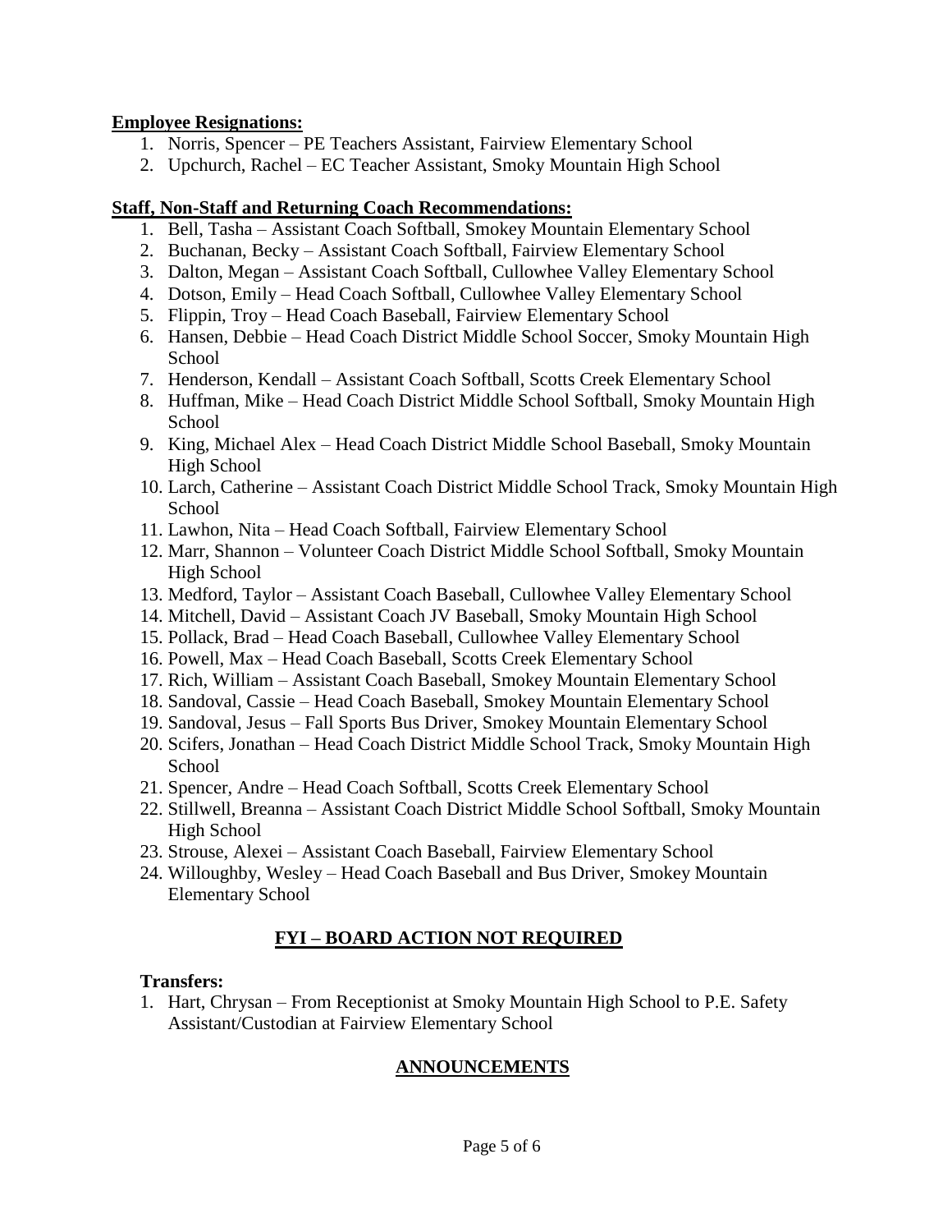**Employee Resignations:**

1. Norris, Spencer – PE Teachers Assistant, Fairview Elementary School
2. Upchurch, Rachel – EC Teacher Assistant, Smoky Mountain High School

**Staff, Non-Staff and Returning Coach Recommendations:**

1. Bell, Tasha – Assistant Coach Softball, Smokey Mountain Elementary School
2. Buchanan, Becky – Assistant Coach Softball, Fairview Elementary School
3. Dalton, Megan – Assistant Coach Softball, Cullowhee Valley Elementary School
4. Dotson, Emily – Head Coach Softball, Cullowhee Valley Elementary School
5. Flippin, Troy – Head Coach Baseball, Fairview Elementary School
6. Hansen, Debbie – Head Coach District Middle School Soccer, Smoky Mountain High School
7. Henderson, Kendall – Assistant Coach Softball, Scotts Creek Elementary School
8. Huffman, Mike – Head Coach District Middle School Softball, Smoky Mountain High School
9. King, Michael Alex – Head Coach District Middle School Baseball, Smoky Mountain High School
10. Larch, Catherine – Assistant Coach District Middle School Track, Smoky Mountain High School
11. Lawhon, Nita – Head Coach Softball, Fairview Elementary School
12. Marr, Shannon – Volunteer Coach District Middle School Softball, Smoky Mountain High School
13. Medford, Taylor – Assistant Coach Baseball, Cullowhee Valley Elementary School
14. Mitchell, David – Assistant Coach JV Baseball, Smoky Mountain High School
15. Pollack, Brad – Head Coach Baseball, Cullowhee Valley Elementary School
16. Powell, Max – Head Coach Baseball, Scotts Creek Elementary School
17. Rich, William – Assistant Coach Baseball, Smokey Mountain Elementary School
18. Sandoval, Cassie – Head Coach Baseball, Smokey Mountain Elementary School
19. Sandoval, Jesus – Fall Sports Bus Driver, Smokey Mountain Elementary School
20. Scifers, Jonathan – Head Coach District Middle School Track, Smoky Mountain High School
21. Spencer, Andre – Head Coach Softball, Scotts Creek Elementary School
22. Stillwell, Breanna – Assistant Coach District Middle School Softball, Smoky Mountain High School
23. Strouse, Alexei – Assistant Coach Baseball, Fairview Elementary School
24. Willoughby, Wesley – Head Coach Baseball and Bus Driver, Smokey Mountain Elementary School

## **FYI – BOARD ACTION NOT REQUIRED**

**Transfers:**

1. Hart, Chrysan – From Receptionist at Smoky Mountain High School to P.E. Safety Assistant/Custodian at Fairview Elementary School

## **ANNOUNCEMENTS**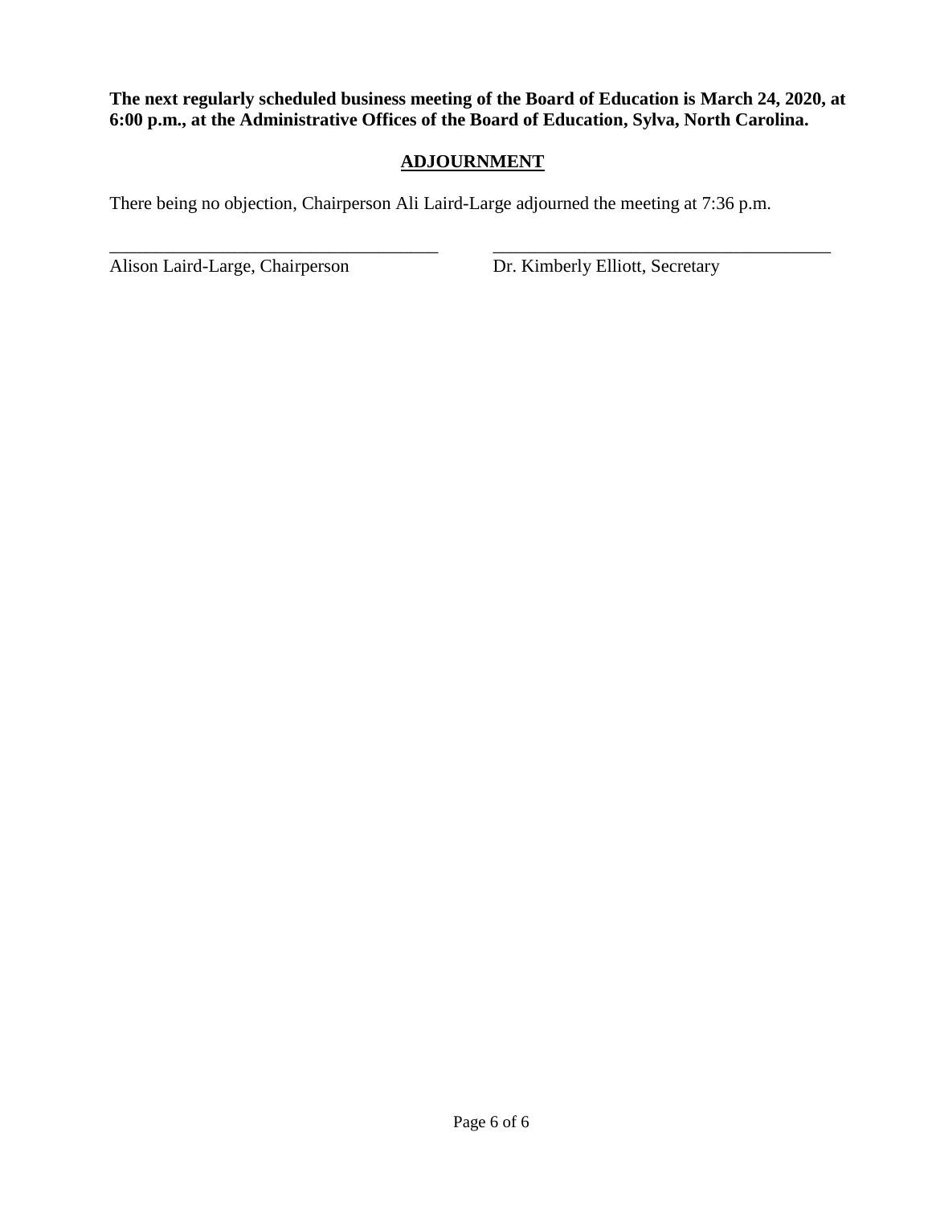**The next regularly scheduled business meeting of the Board of Education is March 24, 2020, at 6:00 p.m., at the Administrative Offices of the Board of Education, Sylva, North Carolina.**

## ADJOURNMENT

There being no objection, Chairperson Ali Laird-Large adjourned the meeting at 7:36 p.m.

| | |
|---|---|
| ______________________________________ | ________________________________________ |
| Alison Laird-Large, Chairperson | Dr. Kimberly Elliott, Secretary |